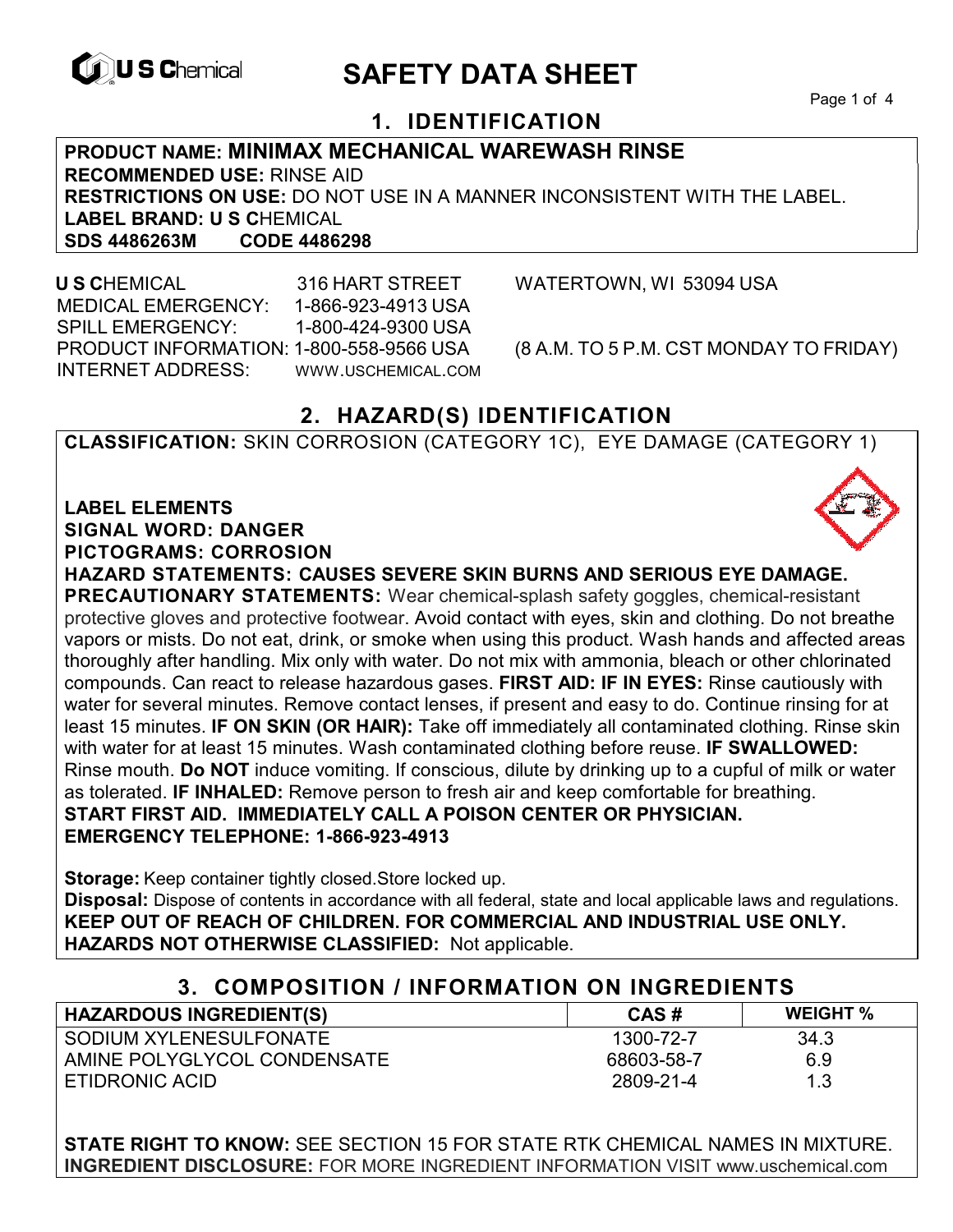# SAFETY DATA SHEET

## 1. IDENTIFICATION

**PRODUCT NAME: MINIMAX MECHANICAL WAREWASH RINSE**
**RECOMMENDED USE:** RINSE AID
**RESTRICTIONS ON USE:** DO NOT USE IN A MANNER INCONSISTENT WITH THE LABEL.
**LABEL BRAND: U S C**HEMICAL
**SDS 4486263M CODE 4486298**

**U S C**HEMICAL 316 HART STREET WATERTOWN, WI 53094 USA
MEDICAL EMERGENCY: 1-866-923-4913 USA
SPILL EMERGENCY: 1-800-424-9300 USA
PRODUCT INFORMATION: 1-800-558-9566 USA (8 A.M. TO 5 P.M. CST MONDAY TO FRIDAY)
INTERNET ADDRESS: WWW.USCHEMICAL.COM

## 2. HAZARD(S) IDENTIFICATION

**CLASSIFICATION:** SKIN CORROSION (CATEGORY 1C), EYE DAMAGE (CATEGORY 1)

**LABEL ELEMENTS**
**SIGNAL WORD: DANGER**
**PICTOGRAMS: CORROSION**
**HAZARD STATEMENTS: CAUSES SEVERE SKIN BURNS AND SERIOUS EYE DAMAGE.**
**PRECAUTIONARY STATEMENTS:** Wear chemical-splash safety goggles, chemical-resistant protective gloves and protective footwear. Avoid contact with eyes, skin and clothing. Do not breathe vapors or mists. Do not eat, drink, or smoke when using this product. Wash hands and affected areas thoroughly after handling. Mix only with water. Do not mix with ammonia, bleach or other chlorinated compounds. Can react to release hazardous gases. **FIRST AID: IF IN EYES:** Rinse cautiously with water for several minutes. Remove contact lenses, if present and easy to do. Continue rinsing for at least 15 minutes. **IF ON SKIN (OR HAIR):** Take off immediately all contaminated clothing. Rinse skin with water for at least 15 minutes. Wash contaminated clothing before reuse. **IF SWALLOWED:** Rinse mouth. **Do NOT** induce vomiting. If conscious, dilute by drinking up to a cupful of milk or water as tolerated. **IF INHALED:** Remove person to fresh air and keep comfortable for breathing.
**START FIRST AID. IMMEDIATELY CALL A POISON CENTER OR PHYSICIAN.**
**EMERGENCY TELEPHONE: 1-866-923-4913**

**Storage:** Keep container tightly closed.Store locked up.
**Disposal:** Dispose of contents in accordance with all federal, state and local applicable laws and regulations.
**KEEP OUT OF REACH OF CHILDREN. FOR COMMERCIAL AND INDUSTRIAL USE ONLY.**
**HAZARDS NOT OTHERWISE CLASSIFIED:** Not applicable.

## 3. COMPOSITION / INFORMATION ON INGREDIENTS

| HAZARDOUS INGREDIENT(S) | CAS # | WEIGHT % |
|---|---|---|
| SODIUM XYLENESULFONATE | 1300-72-7 | 34.3 |
| AMINE POLYGLYCOL CONDENSATE | 68603-58-7 | 6.9 |
| ETIDRONIC ACID | 2809-21-4 | 1.3 |

**STATE RIGHT TO KNOW:** SEE SECTION 15 FOR STATE RTK CHEMICAL NAMES IN MIXTURE.
**INGREDIENT DISCLOSURE:** FOR MORE INGREDIENT INFORMATION VISIT www.uschemical.com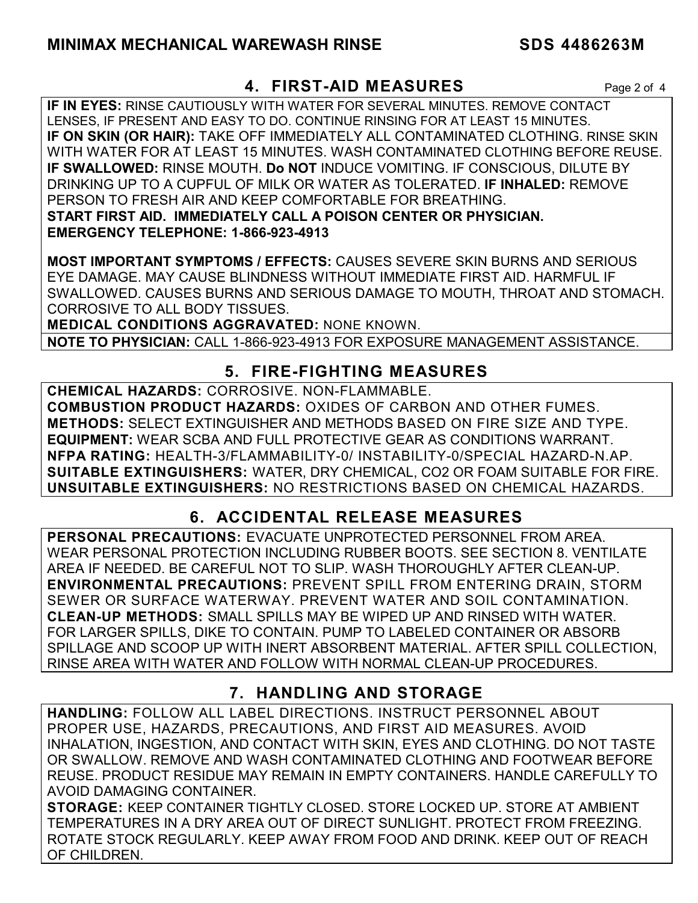## 4. FIRST-AID MEASURES

**IF IN EYES:** RINSE CAUTIOUSLY WITH WATER FOR SEVERAL MINUTES. REMOVE CONTACT LENSES, IF PRESENT AND EASY TO DO. CONTINUE RINSING FOR AT LEAST 15 MINUTES.
**IF ON SKIN (OR HAIR):** TAKE OFF IMMEDIATELY ALL CONTAMINATED CLOTHING. RINSE SKIN WITH WATER FOR AT LEAST 15 MINUTES. WASH CONTAMINATED CLOTHING BEFORE REUSE.
**IF SWALLOWED:** RINSE MOUTH. **Do NOT** INDUCE VOMITING. IF CONSCIOUS, DILUTE BY DRINKING UP TO A CUPFUL OF MILK OR WATER AS TOLERATED. **IF INHALED:** REMOVE PERSON TO FRESH AIR AND KEEP COMFORTABLE FOR BREATHING.
**START FIRST AID. IMMEDIATELY CALL A POISON CENTER OR PHYSICIAN.**
**EMERGENCY TELEPHONE: 1-866-923-4913**

**MOST IMPORTANT SYMPTOMS / EFFECTS:** CAUSES SEVERE SKIN BURNS AND SERIOUS EYE DAMAGE. MAY CAUSE BLINDNESS WITHOUT IMMEDIATE FIRST AID. HARMFUL IF SWALLOWED. CAUSES BURNS AND SERIOUS DAMAGE TO MOUTH, THROAT AND STOMACH. CORROSIVE TO ALL BODY TISSUES.
**MEDICAL CONDITIONS AGGRAVATED:** NONE KNOWN.

**NOTE TO PHYSICIAN:** CALL 1-866-923-4913 FOR EXPOSURE MANAGEMENT ASSISTANCE.

## 5. FIRE-FIGHTING MEASURES

**CHEMICAL HAZARDS:** CORROSIVE. NON-FLAMMABLE.
**COMBUSTION PRODUCT HAZARDS:** OXIDES OF CARBON AND OTHER FUMES.
**METHODS:** SELECT EXTINGUISHER AND METHODS BASED ON FIRE SIZE AND TYPE.
**EQUIPMENT:** WEAR SCBA AND FULL PROTECTIVE GEAR AS CONDITIONS WARRANT.
**NFPA RATING:** HEALTH-3/FLAMMABILITY-0/ INSTABILITY-0/SPECIAL HAZARD-N.AP.
**SUITABLE EXTINGUISHERS:** WATER, DRY CHEMICAL, $CO_2$ OR FOAM SUITABLE FOR FIRE.
**UNSUITABLE EXTINGUISHERS:** NO RESTRICTIONS BASED ON CHEMICAL HAZARDS.

## 6. ACCIDENTAL RELEASE MEASURES

**PERSONAL PRECAUTIONS:** EVACUATE UNPROTECTED PERSONNEL FROM AREA. WEAR PERSONAL PROTECTION INCLUDING RUBBER BOOTS. SEE SECTION 8. VENTILATE AREA IF NEEDED. BE CAREFUL NOT TO SLIP. WASH THOROUGHLY AFTER CLEAN-UP.
**ENVIRONMENTAL PRECAUTIONS:** PREVENT SPILL FROM ENTERING DRAIN, STORM SEWER OR SURFACE WATERWAY. PREVENT WATER AND SOIL CONTAMINATION.
**CLEAN-UP METHODS:** SMALL SPILLS MAY BE WIPED UP AND RINSED WITH WATER. FOR LARGER SPILLS, DIKE TO CONTAIN. PUMP TO LABELED CONTAINER OR ABSORB SPILLAGE AND SCOOP UP WITH INERT ABSORBENT MATERIAL. AFTER SPILL COLLECTION, RINSE AREA WITH WATER AND FOLLOW WITH NORMAL CLEAN-UP PROCEDURES.

## 7. HANDLING AND STORAGE

**HANDLING:** FOLLOW ALL LABEL DIRECTIONS. INSTRUCT PERSONNEL ABOUT PROPER USE, HAZARDS, PRECAUTIONS, AND FIRST AID MEASURES. AVOID INHALATION, INGESTION, AND CONTACT WITH SKIN, EYES AND CLOTHING. DO NOT TASTE OR SWALLOW. REMOVE AND WASH CONTAMINATED CLOTHING AND FOOTWEAR BEFORE REUSE. PRODUCT RESIDUE MAY REMAIN IN EMPTY CONTAINERS. HANDLE CAREFULLY TO AVOID DAMAGING CONTAINER.
**STORAGE:** KEEP CONTAINER TIGHTLY CLOSED. STORE LOCKED UP. STORE AT AMBIENT TEMPERATURES IN A DRY AREA OUT OF DIRECT SUNLIGHT. PROTECT FROM FREEZING. ROTATE STOCK REGULARLY. KEEP AWAY FROM FOOD AND DRINK. KEEP OUT OF REACH OF CHILDREN.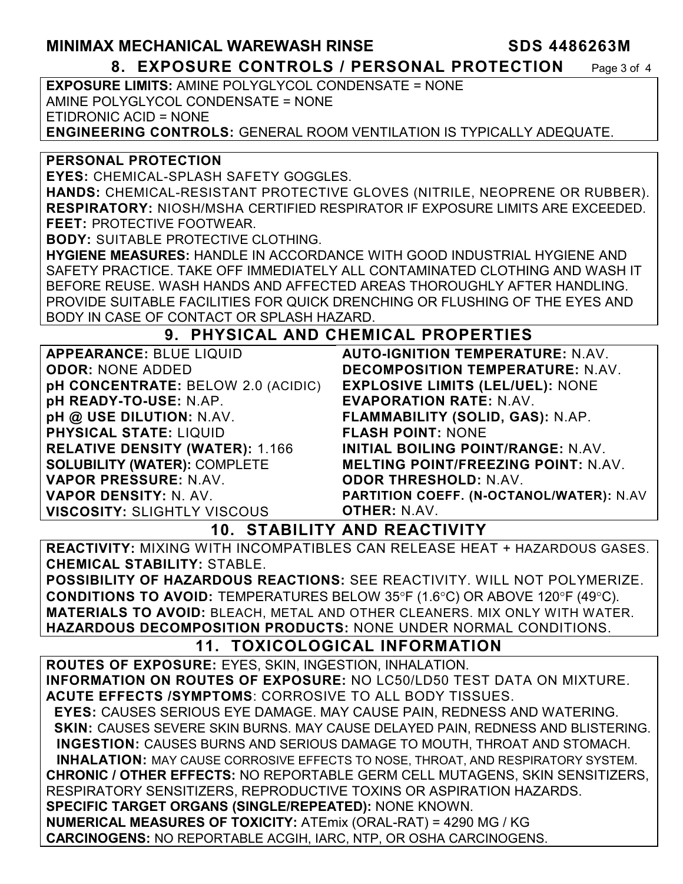## 8. EXPOSURE CONTROLS / PERSONAL PROTECTION

**EXPOSURE LIMITS:** AMINE POLYGLYCOL CONDENSATE = NONE
AMINE POLYGLYCOL CONDENSATE = NONE
ETIDRONIC ACID = NONE
**ENGINEERING CONTROLS:** GENERAL ROOM VENTILATION IS TYPICALLY ADEQUATE.

**PERSONAL PROTECTION**
**EYES:** CHEMICAL-SPLASH SAFETY GOGGLES.
**HANDS:** CHEMICAL-RESISTANT PROTECTIVE GLOVES (NITRILE, NEOPRENE OR RUBBER).
**RESPIRATORY:** NIOSH/MSHA CERTIFIED RESPIRATOR IF EXPOSURE LIMITS ARE EXCEEDED.
**FEET:** PROTECTIVE FOOTWEAR.
**BODY:** SUITABLE PROTECTIVE CLOTHING.
**HYGIENE MEASURES:** HANDLE IN ACCORDANCE WITH GOOD INDUSTRIAL HYGIENE AND SAFETY PRACTICE. TAKE OFF IMMEDIATELY ALL CONTAMINATED CLOTHING AND WASH IT BEFORE REUSE. WASH HANDS AND AFFECTED AREAS THOROUGHLY AFTER HANDLING. PROVIDE SUITABLE FACILITIES FOR QUICK DRENCHING OR FLUSHING OF THE EYES AND BODY IN CASE OF CONTACT OR SPLASH HAZARD.

## 9. PHYSICAL AND CHEMICAL PROPERTIES

**APPEARANCE:** BLUE LIQUID
**ODOR:** NONE ADDED
**pH CONCENTRATE:** BELOW 2.0 (ACIDIC)
**pH READY-TO-USE:** N.AP.
**pH @ USE DILUTION:** N.AV.
**PHYSICAL STATE:** LIQUID
**RELATIVE DENSITY (WATER):** 1.166
**SOLUBILITY (WATER):** COMPLETE
**VAPOR PRESSURE:** N.AV.
**VAPOR DENSITY:** N. AV.
**VISCOSITY:** SLIGHTLY VISCOUS
**AUTO-IGNITION TEMPERATURE:** N.AV.
**DECOMPOSITION TEMPERATURE:** N.AV.
**EXPLOSIVE LIMITS (LEL/UEL):** NONE
**EVAPORATION RATE:** N.AV.
**FLAMMABILITY (SOLID, GAS):** N.AP.
**FLASH POINT:** NONE
**INITIAL BOILING POINT/RANGE:** N.AV.
**MELTING POINT/FREEZING POINT:** N.AV.
**ODOR THRESHOLD:** N.AV.
**PARTITION COEFF. (N-OCTANOL/WATER):** N.AV
**OTHER:** N.AV.

## 10. STABILITY AND REACTIVITY

**REACTIVITY:** MIXING WITH INCOMPATIBLES CAN RELEASE HEAT + HAZARDOUS GASES.
**CHEMICAL STABILITY:** STABLE.
**POSSIBILITY OF HAZARDOUS REACTIONS:** SEE REACTIVITY. WILL NOT POLYMERIZE.
**CONDITIONS TO AVOID:** TEMPERATURES BELOW 35°F (1.6°C) OR ABOVE 120°F (49°C).
**MATERIALS TO AVOID:** BLEACH, METAL AND OTHER CLEANERS. MIX ONLY WITH WATER.
**HAZARDOUS DECOMPOSITION PRODUCTS:** NONE UNDER NORMAL CONDITIONS.

## 11. TOXICOLOGICAL INFORMATION

**ROUTES OF EXPOSURE:** EYES, SKIN, INGESTION, INHALATION.
**INFORMATION ON ROUTES OF EXPOSURE:** NO LC50/LD50 TEST DATA ON MIXTURE.
**ACUTE EFFECTS /SYMPTOMS**: CORROSIVE TO ALL BODY TISSUES.
**EYES:** CAUSES SERIOUS EYE DAMAGE. MAY CAUSE PAIN, REDNESS AND WATERING.
**SKIN:** CAUSES SEVERE SKIN BURNS. MAY CAUSE DELAYED PAIN, REDNESS AND BLISTERING.
**INGESTION:** CAUSES BURNS AND SERIOUS DAMAGE TO MOUTH, THROAT AND STOMACH.
**INHALATION:** MAY CAUSE CORROSIVE EFFECTS TO NOSE, THROAT, AND RESPIRATORY SYSTEM.
**CHRONIC / OTHER EFFECTS:** NO REPORTABLE GERM CELL MUTAGENS, SKIN SENSITIZERS, RESPIRATORY SENSITIZERS, REPRODUCTIVE TOXINS OR ASPIRATION HAZARDS.
**SPECIFIC TARGET ORGANS (SINGLE/REPEATED):** NONE KNOWN.
**NUMERICAL MEASURES OF TOXICITY:** ATEmix (ORAL-RAT) = 4290 MG / KG
**CARCINOGENS:** NO REPORTABLE ACGIH, IARC, NTP, OR OSHA CARCINOGENS.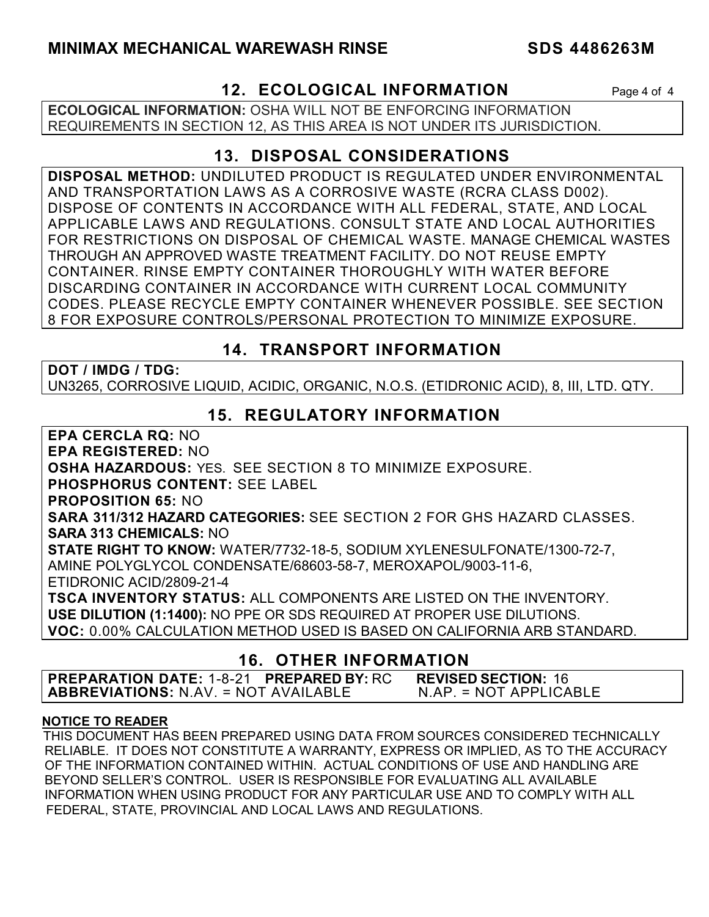## 12. ECOLOGICAL INFORMATION

**ECOLOGICAL INFORMATION:** OSHA WILL NOT BE ENFORCING INFORMATION REQUIREMENTS IN SECTION 12, AS THIS AREA IS NOT UNDER ITS JURISDICTION.

## 13. DISPOSAL CONSIDERATIONS

**DISPOSAL METHOD:** UNDILUTED PRODUCT IS REGULATED UNDER ENVIRONMENTAL AND TRANSPORTATION LAWS AS A CORROSIVE WASTE (RCRA CLASS D002). DISPOSE OF CONTENTS IN ACCORDANCE WITH ALL FEDERAL, STATE, AND LOCAL APPLICABLE LAWS AND REGULATIONS. CONSULT STATE AND LOCAL AUTHORITIES FOR RESTRICTIONS ON DISPOSAL OF CHEMICAL WASTE. MANAGE CHEMICAL WASTES THROUGH AN APPROVED WASTE TREATMENT FACILITY. DO NOT REUSE EMPTY CONTAINER. RINSE EMPTY CONTAINER THOROUGHLY WITH WATER BEFORE DISCARDING CONTAINER IN ACCORDANCE WITH CURRENT LOCAL COMMUNITY CODES. PLEASE RECYCLE EMPTY CONTAINER WHENEVER POSSIBLE. SEE SECTION 8 FOR EXPOSURE CONTROLS/PERSONAL PROTECTION TO MINIMIZE EXPOSURE.

## 14. TRANSPORT INFORMATION

**DOT / IMDG / TDG:**
UN3265, CORROSIVE LIQUID, ACIDIC, ORGANIC, N.O.S. (ETIDRONIC ACID), 8, III, LTD. QTY.

## 15. REGULATORY INFORMATION

**EPA CERCLA RQ:** NO
**EPA REGISTERED:** NO
**OSHA HAZARDOUS:** YES. SEE SECTION 8 TO MINIMIZE EXPOSURE.
**PHOSPHORUS CONTENT:** SEE LABEL
**PROPOSITION 65:** NO
**SARA 311/312 HAZARD CATEGORIES:** SEE SECTION 2 FOR GHS HAZARD CLASSES.
**SARA 313 CHEMICALS:** NO
**STATE RIGHT TO KNOW:** WATER/7732-18-5, SODIUM XYLENESULFONATE/1300-72-7, AMINE POLYGLYCOL CONDENSATE/68603-58-7, MEROXAPOL/9003-11-6, ETIDRONIC ACID/2809-21-4
**TSCA INVENTORY STATUS:** ALL COMPONENTS ARE LISTED ON THE INVENTORY.
**USE DILUTION (1:1400):** NO PPE OR SDS REQUIRED AT PROPER USE DILUTIONS.
**VOC:** 0.00% CALCULATION METHOD USED IS BASED ON CALIFORNIA ARB STANDARD.

## 16. OTHER INFORMATION

**PREPARATION DATE:** 1-8-21 **PREPARED BY:** RC **REVISED SECTION:** 16
**ABBREVIATIONS:** N.AV. = NOT AVAILABLE N.AP. = NOT APPLICABLE

**NOTICE TO READER**

THIS DOCUMENT HAS BEEN PREPARED USING DATA FROM SOURCES CONSIDERED TECHNICALLY RELIABLE. IT DOES NOT CONSTITUTE A WARRANTY, EXPRESS OR IMPLIED, AS TO THE ACCURACY OF THE INFORMATION CONTAINED WITHIN. ACTUAL CONDITIONS OF USE AND HANDLING ARE BEYOND SELLER'S CONTROL. USER IS RESPONSIBLE FOR EVALUATING ALL AVAILABLE INFORMATION WHEN USING PRODUCT FOR ANY PARTICULAR USE AND TO COMPLY WITH ALL FEDERAL, STATE, PROVINCIAL AND LOCAL LAWS AND REGULATIONS.